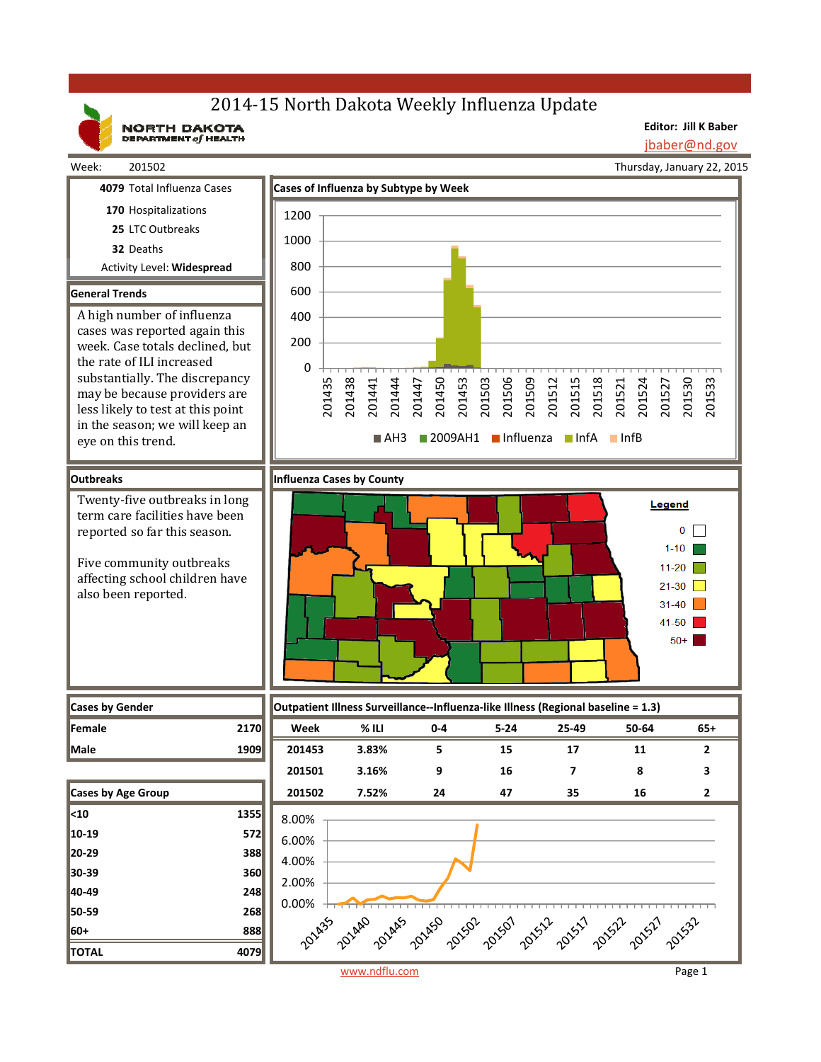# 2014-15 North Dakota Weekly Influenza Update

NORTH DAKOTA DEPARTMENT of HEALTH

**Editor: Jill K Baber**
jbaber@nd.gov

Week: 201502

Thursday, January 22, 2015

**4079** Total Influenza Cases

**170** Hospitalizations

**25** LTC Outbreaks

**32** Deaths

Activity Level: **Widespread**

## General Trends

A high number of influenza cases was reported again this week. Case totals declined, but the rate of ILI increased substantially. The discrepancy may be because providers are less likely to test at this point in the season; we will keep an eye on this trend.

## Cases of Influenza by Subtype by Week

Legend: AH3, 2009AH1, Influenza, InfA, InfB

## Outbreaks

Twenty-five outbreaks in long term care facilities have been reported so far this season.

Five community outbreaks affecting school children have also been reported.

## Influenza Cases by County

Legend: 0; 1-10; 11-20; 21-30; 31-40; 41-50; 50+

## Cases by Gender

| | |
|---|---|
| Female | 2170 |
| Male | 1909 |

## Cases by Age Group

| | |
|---|---|
| <10 | 1355 |
| 10-19 | 572 |
| 20-29 | 388 |
| 30-39 | 360 |
| 40-49 | 248 |
| 50-59 | 268 |
| 60+ | 888 |
| **TOTAL** | **4079** |

## Outpatient Illness Surveillance--Influenza-like Illness (Regional baseline = 1.3)

| Week | % ILI | 0-4 | 5-24 | 25-49 | 50-64 | 65+ |
|---|---|---|---|---|---|---|
| 201453 | 3.83% | 5 | 15 | 17 | 11 | 2 |
| 201501 | 3.16% | 9 | 16 | 7 | 8 | 3 |
| 201502 | 7.52% | 24 | 47 | 35 | 16 | 2 |

www.ndflu.com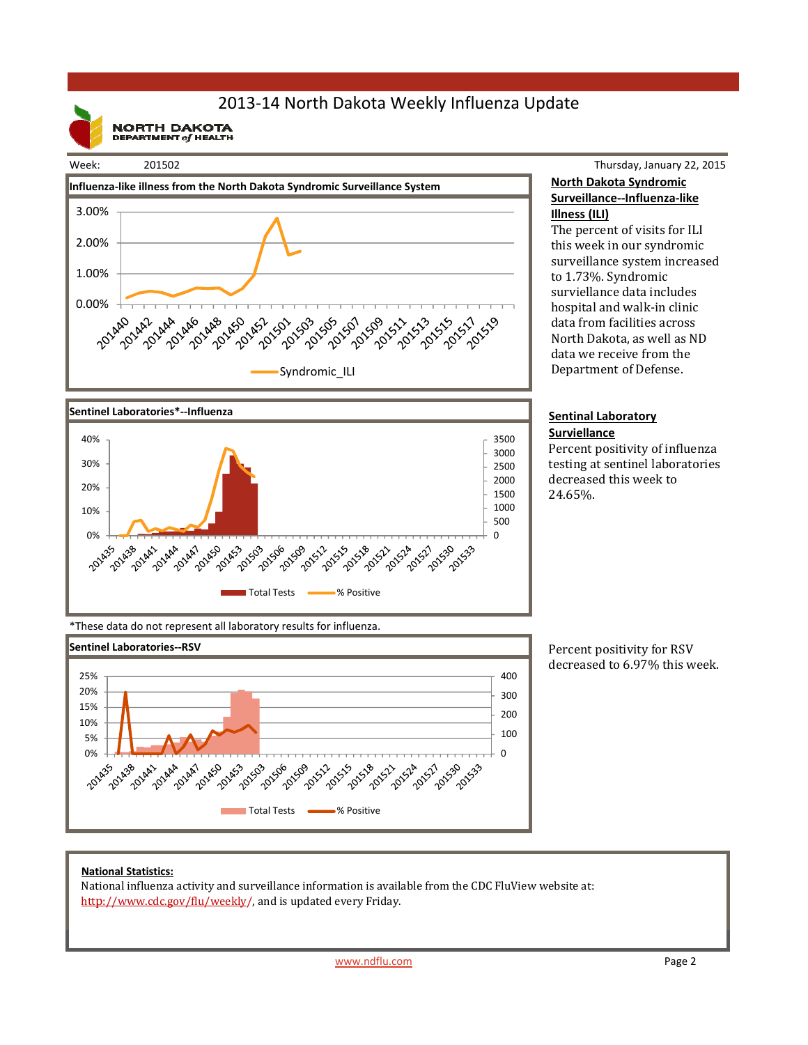# 2013-14 North Dakota Weekly Influenza Update

NORTH DAKOTA DEPARTMENT of HEALTH

Week: 201502

Thursday, January 22, 2015

**Influenza-like illness from the North Dakota Syndromic Surveillance System**

## North Dakota Syndromic Surveillance--Influenza-like Illness (ILI)

The percent of visits for ILI this week in our syndromic surveillance system increased to 1.73%. Syndromic surviellance data includes hospital and walk-in clinic data from facilities across North Dakota, as well as ND data we receive from the Department of Defense.

**Sentinel Laboratories*--Influenza**

## Sentinal Laboratory Surviellance

Percent positivity of influenza testing at sentinel laboratories decreased this week to 24.65%.

*These data do not represent all laboratory results for influenza.

**Sentinel Laboratories--RSV**

Percent positivity for RSV decreased to 6.97% this week.

**National Statistics:**

National influenza activity and surveillance information is available from the CDC FluView website at: http://www.cdc.gov/flu/weekly/, and is updated every Friday.

www.ndflu.com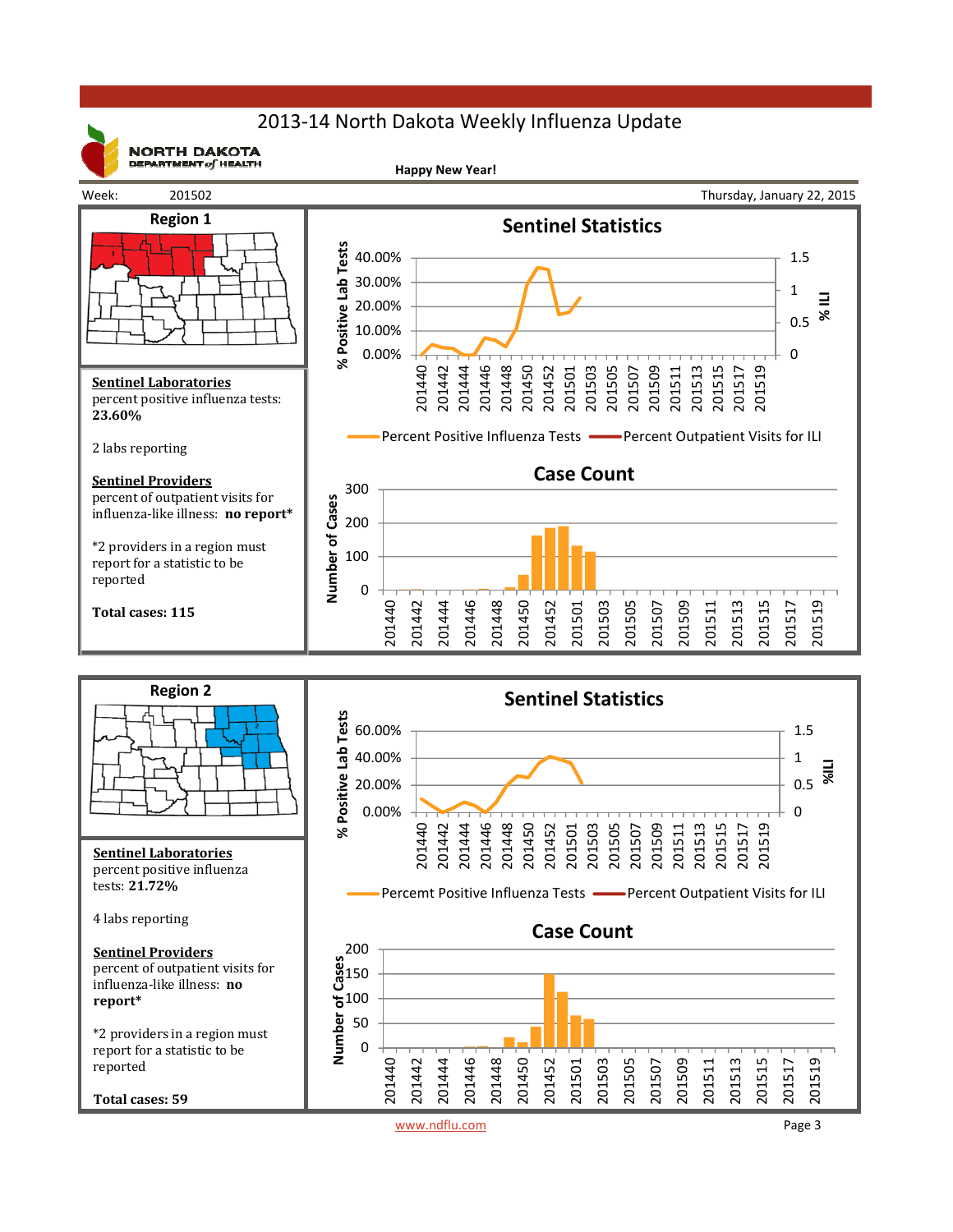# 2013-14 North Dakota Weekly Influenza Update

NORTH DAKOTA DEPARTMENT of HEALTH

**Happy New Year!**

Week: 201502

Thursday, January 22, 2015

## Region 1

**Sentinel Laboratories**
percent positive influenza tests: **23.60%**

2 labs reporting

**Sentinel Providers**
percent of outpatient visits for influenza-like illness: **no report***

*2 providers in a region must report for a statistic to be reported

**Total cases: 115**

### Sentinel Statistics

Percent Positive Influenza Tests — Percent Outpatient Visits for ILI

### Case Count

## Region 2

**Sentinel Laboratories**
percent positive influenza tests: **21.72%**

4 labs reporting

**Sentinel Providers**
percent of outpatient visits for influenza-like illness: **no report***

*2 providers in a region must report for a statistic to be reported

**Total cases: 59**

### Sentinel Statistics

Percemt Positive Influenza Tests — Percent Outpatient Visits for ILI

### Case Count

www.ndflu.com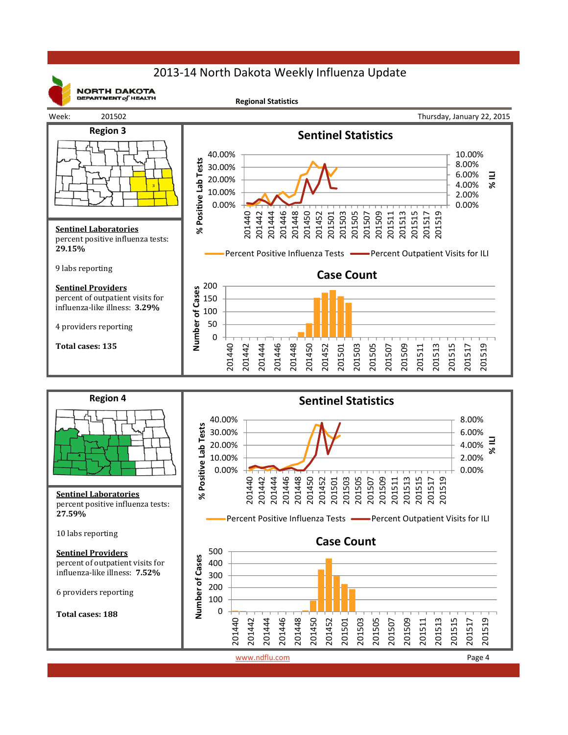# 2013-14 North Dakota Weekly Influenza Update

NORTH DAKOTA DEPARTMENT of HEALTH

**Regional Statistics**

Week: 201502

Thursday, January 22, 2015

## Region 3

3

### Sentinel Statistics

% Positive Lab Tests
40.00%
30.00%
20.00%
10.00%
0.00%

% ILI
10.00%
8.00%
6.00%
4.00%
2.00%
0.00%

201440 201442 201444 201446 201448 201450 201452 201501 201503 201505 201507 201509 201511 201513 201515 201517 201519

Percent Positive Influenza Tests — Percent Outpatient Visits for ILI

### Case Count

Number of Cases
200
150
100
50
0

201440 201442 201444 201446 201448 201450 201452 201501 201503 201505 201507 201509 201511 201513 201515 201517 201519

**Sentinel Laboratories**
percent positive influenza tests:
**29.15%**

9 labs reporting

**Sentinel Providers**
percent of outpatient visits for influenza-like illness: **3.29%**

4 providers reporting

**Total cases: 135**

## Region 4

4

### Sentinel Statistics

% Positive Lab Tests
40.00%
30.00%
20.00%
10.00%
0.00%

% ILI
8.00%
6.00%
4.00%
2.00%
0.00%

201440 201442 201444 201446 201448 201450 201452 201501 201503 201505 201507 201509 201511 201513 201515 201517 201519

Percent Positive Influenza Tests — Percent Outpatient Visits for ILI

### Case Count

Number of Cases
500
400
300
200
100
0

201440 201442 201444 201446 201448 201450 201452 201501 201503 201505 201507 201509 201511 201513 201515 201517 201519

**Sentinel Laboratories**
percent positive influenza tests:
**27.59%**

10 labs reporting

**Sentinel Providers**
percent of outpatient visits for influenza-like illness: **7.52%**

6 providers reporting

**Total cases: 188**

www.ndflu.com